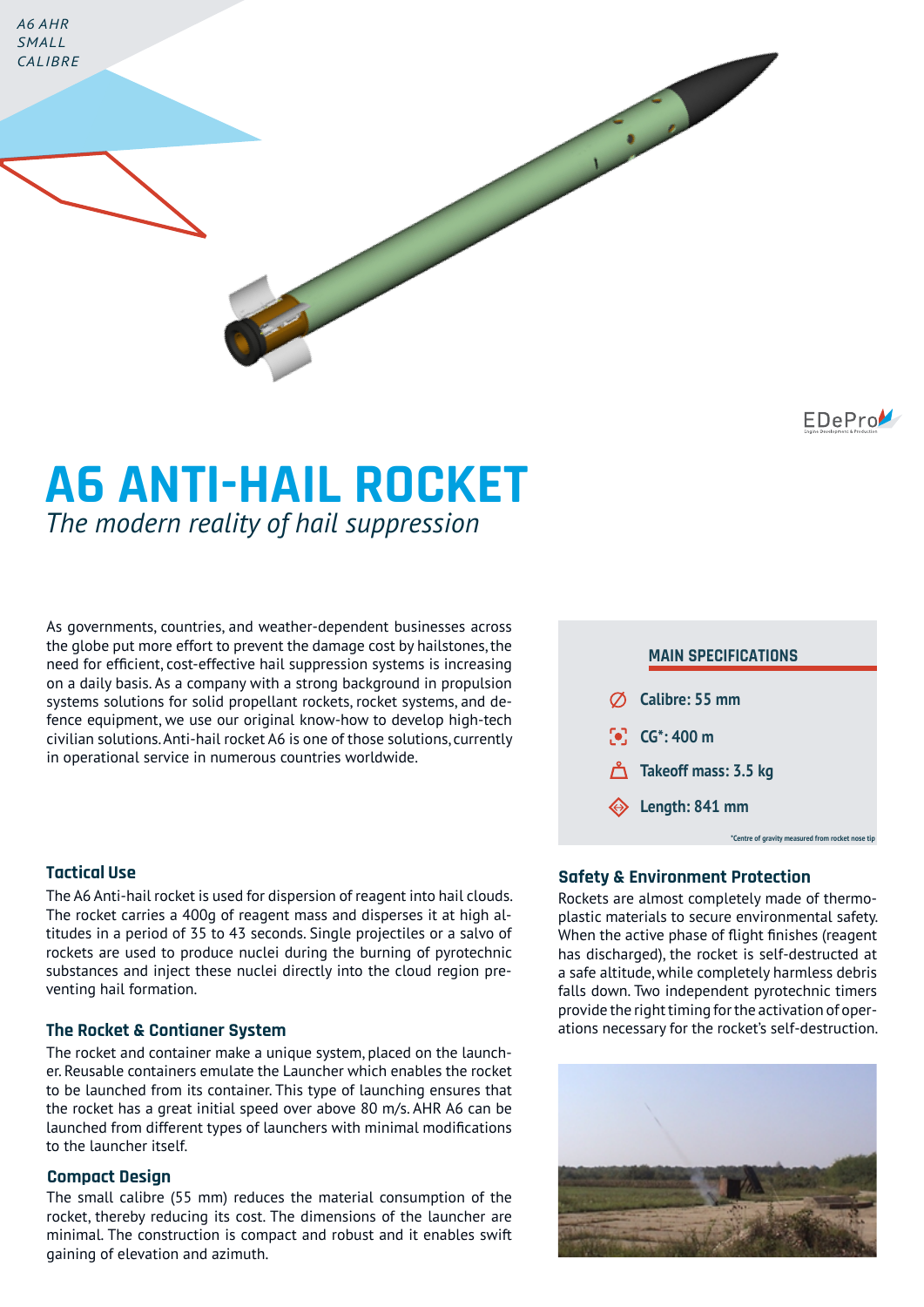A6 AHR
SMALL
CALIBRE

EDePro

# A6 ANTI-HAIL ROCKET

*The modern reality of hail suppression*

As governments, countries, and weather-dependent businesses across the globe put more effort to prevent the damage cost by hailstones, the need for efficient, cost-effective hail suppression systems is increasing on a daily basis. As a company with a strong background in propulsion systems solutions for solid propellant rockets, rocket systems, and defence equipment, we use our original know-how to develop high-tech civilian solutions. Anti-hail rocket A6 is one of those solutions, currently in operational service in numerous countries worldwide.

### Tactical Use

The A6 Anti-hail rocket is used for dispersion of reagent into hail clouds. The rocket carries a 400g of reagent mass and disperses it at high altitudes in a period of 35 to 43 seconds. Single projectiles or a salvo of rockets are used to produce nuclei during the burning of pyrotechnic substances and inject these nuclei directly into the cloud region preventing hail formation.

### The Rocket & Contianer System

The rocket and container make a unique system, placed on the launcher. Reusable containers emulate the Launcher which enables the rocket to be launched from its container. This type of launching ensures that the rocket has a great initial speed over above 80 m/s. AHR A6 can be launched from different types of launchers with minimal modifications to the launcher itself.

### Compact Design

The small calibre (55 mm) reduces the material consumption of the rocket, thereby reducing its cost. The dimensions of the launcher are minimal. The construction is compact and robust and it enables swift gaining of elevation and azimuth.

### MAIN SPECIFICATIONS

- **Calibre: 55 mm**
- **CG*: 400 m**
- **Takeoff mass: 3.5 kg**
- **Length: 841 mm**

*Centre of gravity measured from rocket nose tip

### Safety & Environment Protection

Rockets are almost completely made of thermoplastic materials to secure environmental safety. When the active phase of flight finishes (reagent has discharged), the rocket is self-destructed at a safe altitude, while completely harmless debris falls down. Two independent pyrotechnic timers provide the right timing for the activation of operations necessary for the rocket's self-destruction.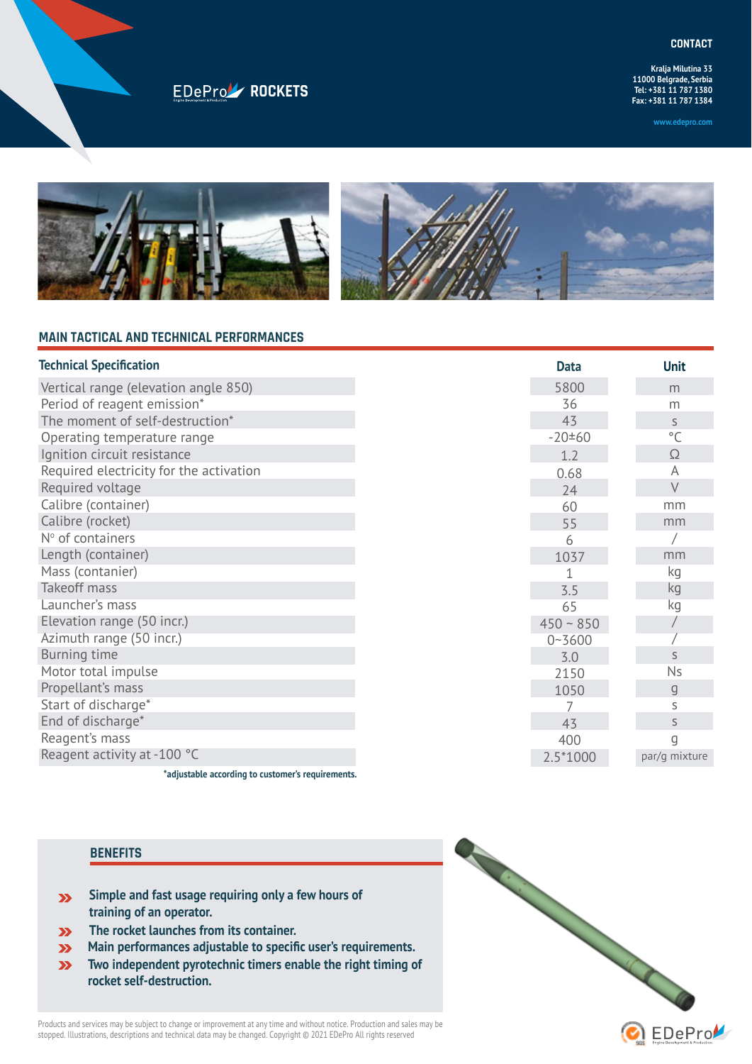EDePro ROCKETS

CONTACT

Kralja Milutina 33
11000 Belgrade, Serbia
Tel: +381 11 787 1380
Fax: +381 11 787 1384

www.edepro.com

## MAIN TACTICAL AND TECHNICAL PERFORMANCES

| Technical Specification | Data | Unit |
|---|---|---|
| Vertical range (elevation angle 850) | 5800 | m |
| Period of reagent emission* | 36 | m |
| The moment of self-destruction* | 43 | s |
| Operating temperature range | -20±60 | °C |
| Ignition circuit resistance | 1.2 | Ω |
| Required electricity for the activation | 0.68 | A |
| Required voltage | 24 | V |
| Calibre (container) | 60 | mm |
| Calibre (rocket) | 55 | mm |
| N° of containers | 6 | / |
| Length (container) | 1037 | mm |
| Mass (contanier) | 1 | kg |
| Takeoff mass | 3.5 | kg |
| Launcher's mass | 65 | kg |
| Elevation range (50 incr.) | 450 ~ 850 | / |
| Azimuth range (50 incr.) | 0~3600 | / |
| Burning time | 3.0 | s |
| Motor total impulse | 2150 | Ns |
| Propellant's mass | 1050 | g |
| Start of discharge* | 7 | s |
| End of discharge* | 43 | s |
| Reagent's mass | 400 | g |
| Reagent activity at -100 °C | 2.5*1000 | par/g mixture |

*adjustable according to customer's requirements.

## BENEFITS

- **Simple and fast usage requiring only a few hours of training of an operator.**
- **The rocket launches from its container.**
- **Main performances adjustable to specific user's requirements.**
- **Two independent pyrotechnic timers enable the right timing of rocket self-destruction.**

Products and services may be subject to change or improvement at any time and without notice. Production and sales may be stopped. Illustrations, descriptions and technical data may be changed. Copyright © 2021 EDePro All rights reserved